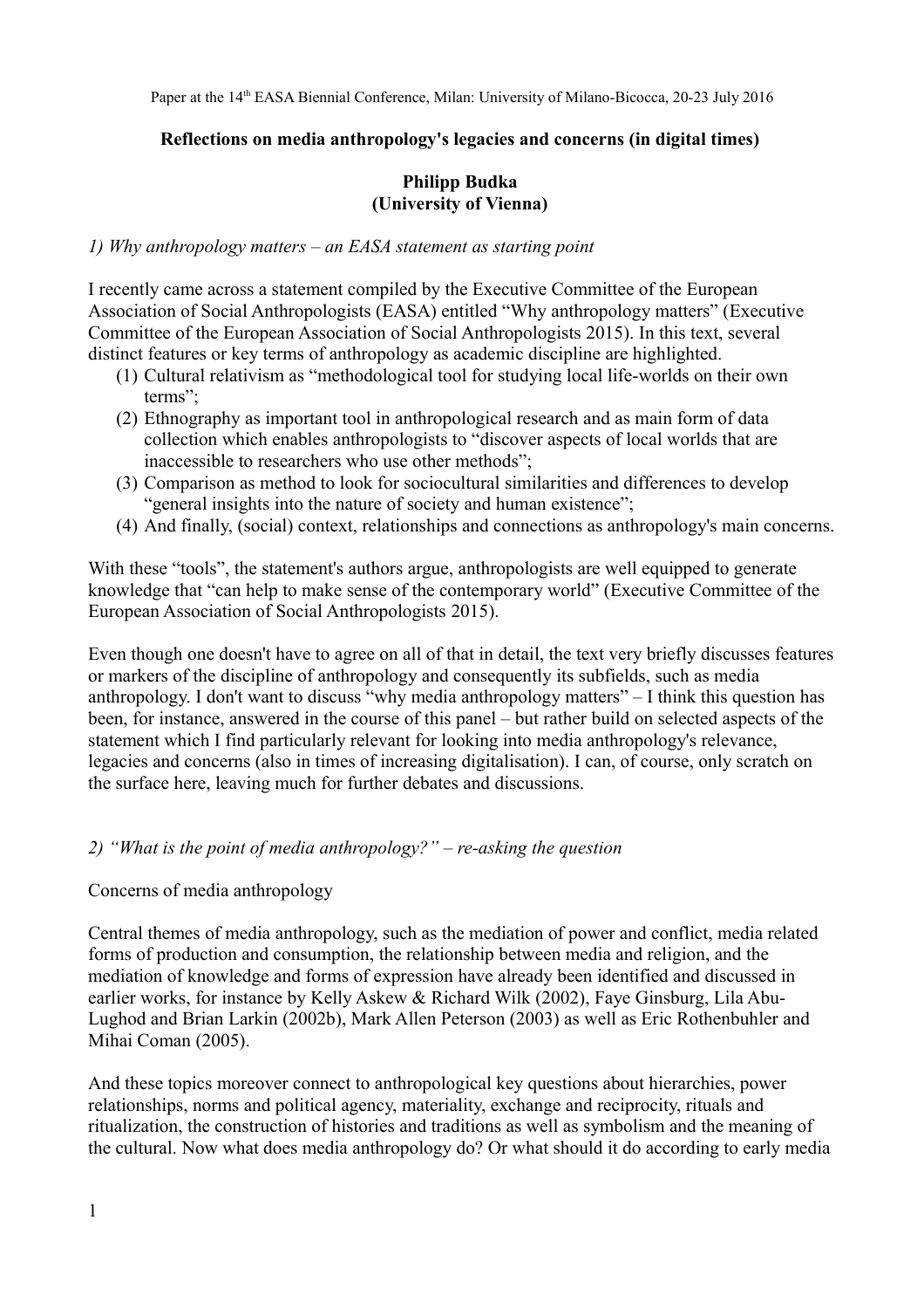Paper at the 14th EASA Biennial Conference, Milan: University of Milano-Bicocca, 20-23 July 2016

**Reflections on media anthropology's legacies and concerns (in digital times)**

**Philipp Budka**
**(University of Vienna)**

*1) Why anthropology matters – an EASA statement as starting point*

I recently came across a statement compiled by the Executive Committee of the European Association of Social Anthropologists (EASA) entitled "Why anthropology matters" (Executive Committee of the European Association of Social Anthropologists 2015). In this text, several distinct features or key terms of anthropology as academic discipline are highlighted.

(1) Cultural relativism as "methodological tool for studying local life-worlds on their own terms";
(2) Ethnography as important tool in anthropological research and as main form of data collection which enables anthropologists to "discover aspects of local worlds that are inaccessible to researchers who use other methods";
(3) Comparison as method to look for sociocultural similarities and differences to develop "general insights into the nature of society and human existence";
(4) And finally, (social) context, relationships and connections as anthropology's main concerns.

With these "tools", the statement's authors argue, anthropologists are well equipped to generate knowledge that "can help to make sense of the contemporary world" (Executive Committee of the European Association of Social Anthropologists 2015).

Even though one doesn't have to agree on all of that in detail, the text very briefly discusses features or markers of the discipline of anthropology and consequently its subfields, such as media anthropology. I don't want to discuss "why media anthropology matters" – I think this question has been, for instance, answered in the course of this panel – but rather build on selected aspects of the statement which I find particularly relevant for looking into media anthropology's relevance, legacies and concerns (also in times of increasing digitalisation). I can, of course, only scratch on the surface here, leaving much for further debates and discussions.

*2) "What is the point of media anthropology?" – re-asking the question*

Concerns of media anthropology

Central themes of media anthropology, such as the mediation of power and conflict, media related forms of production and consumption, the relationship between media and religion, and the mediation of knowledge and forms of expression have already been identified and discussed in earlier works, for instance by Kelly Askew & Richard Wilk (2002), Faye Ginsburg, Lila Abu-Lughod and Brian Larkin (2002b), Mark Allen Peterson (2003) as well as Eric Rothenbuhler and Mihai Coman (2005).

And these topics moreover connect to anthropological key questions about hierarchies, power relationships, norms and political agency, materiality, exchange and reciprocity, rituals and ritualization, the construction of histories and traditions as well as symbolism and the meaning of the cultural. Now what does media anthropology do? Or what should it do according to early media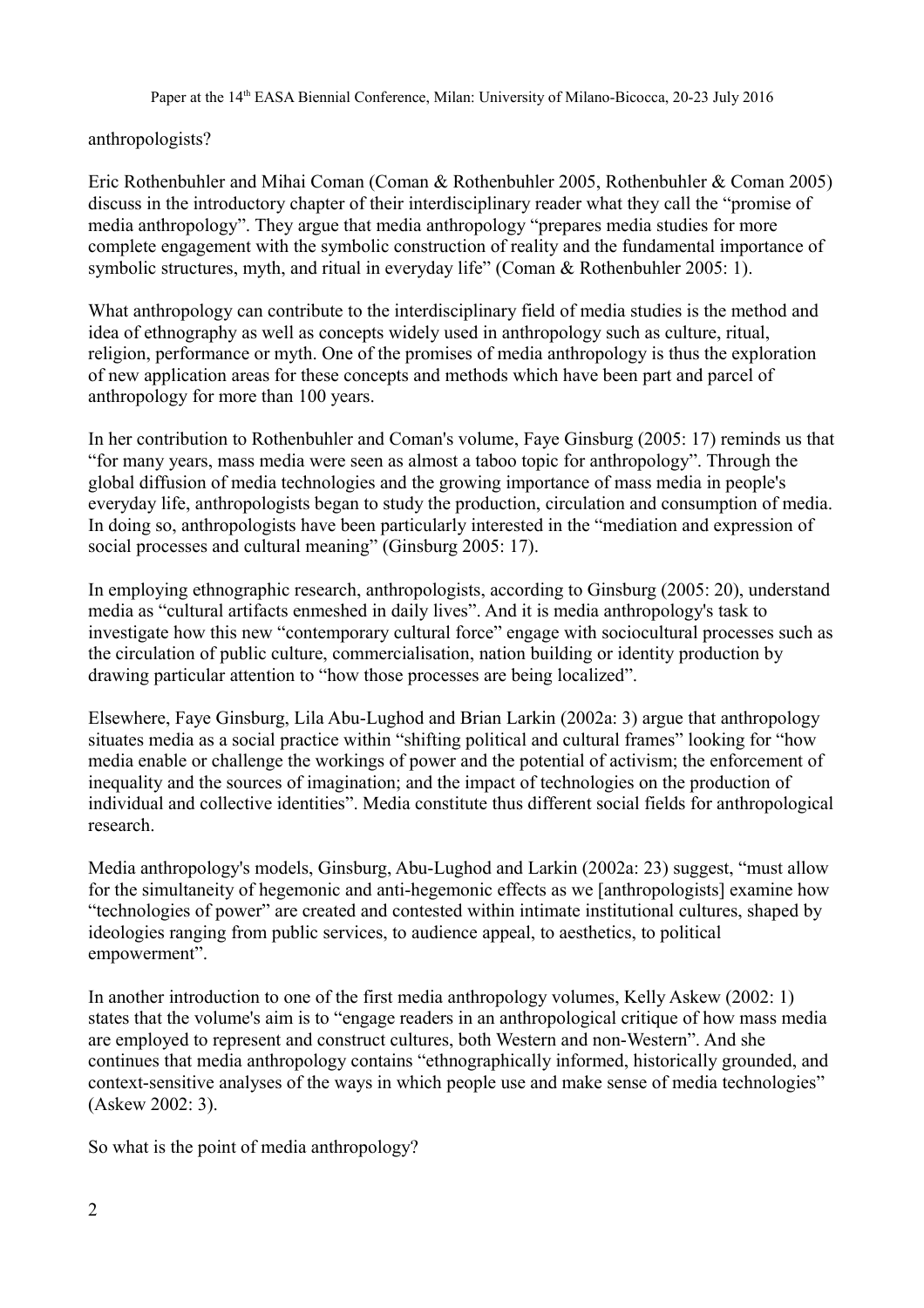anthropologists?

Eric Rothenbuhler and Mihai Coman (Coman & Rothenbuhler 2005, Rothenbuhler & Coman 2005) discuss in the introductory chapter of their interdisciplinary reader what they call the "promise of media anthropology". They argue that media anthropology "prepares media studies for more complete engagement with the symbolic construction of reality and the fundamental importance of symbolic structures, myth, and ritual in everyday life" (Coman & Rothenbuhler 2005: 1).

What anthropology can contribute to the interdisciplinary field of media studies is the method and idea of ethnography as well as concepts widely used in anthropology such as culture, ritual, religion, performance or myth. One of the promises of media anthropology is thus the exploration of new application areas for these concepts and methods which have been part and parcel of anthropology for more than 100 years.

In her contribution to Rothenbuhler and Coman's volume, Faye Ginsburg (2005: 17) reminds us that "for many years, mass media were seen as almost a taboo topic for anthropology". Through the global diffusion of media technologies and the growing importance of mass media in people's everyday life, anthropologists began to study the production, circulation and consumption of media. In doing so, anthropologists have been particularly interested in the "mediation and expression of social processes and cultural meaning" (Ginsburg 2005: 17).

In employing ethnographic research, anthropologists, according to Ginsburg (2005: 20), understand media as "cultural artifacts enmeshed in daily lives". And it is media anthropology's task to investigate how this new "contemporary cultural force" engage with sociocultural processes such as the circulation of public culture, commercialisation, nation building or identity production by drawing particular attention to "how those processes are being localized".

Elsewhere, Faye Ginsburg, Lila Abu-Lughod and Brian Larkin (2002a: 3) argue that anthropology situates media as a social practice within "shifting political and cultural frames" looking for "how media enable or challenge the workings of power and the potential of activism; the enforcement of inequality and the sources of imagination; and the impact of technologies on the production of individual and collective identities". Media constitute thus different social fields for anthropological research.

Media anthropology's models, Ginsburg, Abu-Lughod and Larkin (2002a: 23) suggest, "must allow for the simultaneity of hegemonic and anti-hegemonic effects as we [anthropologists] examine how "technologies of power" are created and contested within intimate institutional cultures, shaped by ideologies ranging from public services, to audience appeal, to aesthetics, to political empowerment".

In another introduction to one of the first media anthropology volumes, Kelly Askew (2002: 1) states that the volume's aim is to "engage readers in an anthropological critique of how mass media are employed to represent and construct cultures, both Western and non-Western". And she continues that media anthropology contains "ethnographically informed, historically grounded, and context-sensitive analyses of the ways in which people use and make sense of media technologies" (Askew 2002: 3).

So what is the point of media anthropology?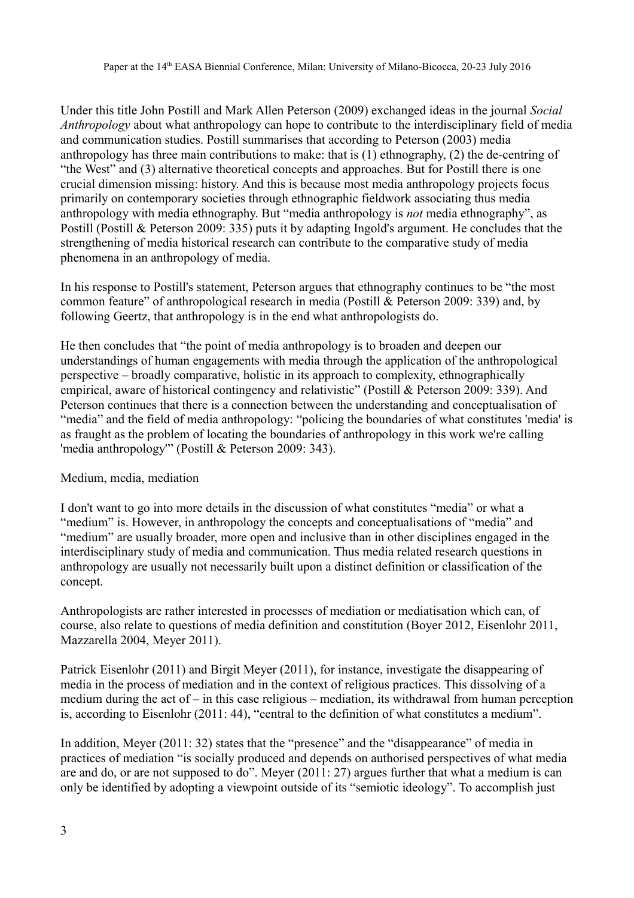Under this title John Postill and Mark Allen Peterson (2009) exchanged ideas in the journal *Social Anthropology* about what anthropology can hope to contribute to the interdisciplinary field of media and communication studies. Postill summarises that according to Peterson (2003) media anthropology has three main contributions to make: that is (1) ethnography, (2) the de-centring of "the West" and (3) alternative theoretical concepts and approaches. But for Postill there is one crucial dimension missing: history. And this is because most media anthropology projects focus primarily on contemporary societies through ethnographic fieldwork associating thus media anthropology with media ethnography. But "media anthropology is *not* media ethnography", as Postill (Postill & Peterson 2009: 335) puts it by adapting Ingold's argument. He concludes that the strengthening of media historical research can contribute to the comparative study of media phenomena in an anthropology of media.

In his response to Postill's statement, Peterson argues that ethnography continues to be "the most common feature" of anthropological research in media (Postill & Peterson 2009: 339) and, by following Geertz, that anthropology is in the end what anthropologists do.

He then concludes that "the point of media anthropology is to broaden and deepen our understandings of human engagements with media through the application of the anthropological perspective – broadly comparative, holistic in its approach to complexity, ethnographically empirical, aware of historical contingency and relativistic" (Postill & Peterson 2009: 339). And Peterson continues that there is a connection between the understanding and conceptualisation of "media" and the field of media anthropology: "policing the boundaries of what constitutes 'media' is as fraught as the problem of locating the boundaries of anthropology in this work we're calling 'media anthropology'" (Postill & Peterson 2009: 343).

## Medium, media, mediation

I don't want to go into more details in the discussion of what constitutes "media" or what a "medium" is. However, in anthropology the concepts and conceptualisations of "media" and "medium" are usually broader, more open and inclusive than in other disciplines engaged in the interdisciplinary study of media and communication. Thus media related research questions in anthropology are usually not necessarily built upon a distinct definition or classification of the concept.

Anthropologists are rather interested in processes of mediation or mediatisation which can, of course, also relate to questions of media definition and constitution (Boyer 2012, Eisenlohr 2011, Mazzarella 2004, Meyer 2011).

Patrick Eisenlohr (2011) and Birgit Meyer (2011), for instance, investigate the disappearing of media in the process of mediation and in the context of religious practices. This dissolving of a medium during the act of – in this case religious – mediation, its withdrawal from human perception is, according to Eisenlohr (2011: 44), "central to the definition of what constitutes a medium".

In addition, Meyer (2011: 32) states that the "presence" and the "disappearance" of media in practices of mediation "is socially produced and depends on authorised perspectives of what media are and do, or are not supposed to do". Meyer (2011: 27) argues further that what a medium is can only be identified by adopting a viewpoint outside of its "semiotic ideology". To accomplish just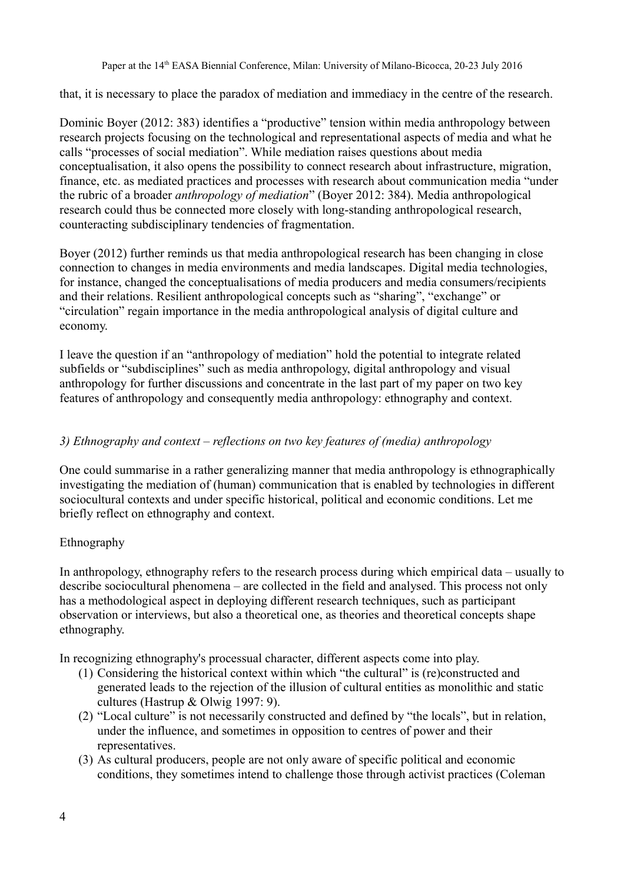that, it is necessary to place the paradox of mediation and immediacy in the centre of the research.

Dominic Boyer (2012: 383) identifies a "productive" tension within media anthropology between research projects focusing on the technological and representational aspects of media and what he calls "processes of social mediation". While mediation raises questions about media conceptualisation, it also opens the possibility to connect research about infrastructure, migration, finance, etc. as mediated practices and processes with research about communication media "under the rubric of a broader *anthropology of mediation*" (Boyer 2012: 384). Media anthropological research could thus be connected more closely with long-standing anthropological research, counteracting subdisciplinary tendencies of fragmentation.

Boyer (2012) further reminds us that media anthropological research has been changing in close connection to changes in media environments and media landscapes. Digital media technologies, for instance, changed the conceptualisations of media producers and media consumers/recipients and their relations. Resilient anthropological concepts such as "sharing", "exchange" or "circulation" regain importance in the media anthropological analysis of digital culture and economy.

I leave the question if an "anthropology of mediation" hold the potential to integrate related subfields or "subdisciplines" such as media anthropology, digital anthropology and visual anthropology for further discussions and concentrate in the last part of my paper on two key features of anthropology and consequently media anthropology: ethnography and context.

### *3) Ethnography and context – reflections on two key features of (media) anthropology*

One could summarise in a rather generalizing manner that media anthropology is ethnographically investigating the mediation of (human) communication that is enabled by technologies in different sociocultural contexts and under specific historical, political and economic conditions. Let me briefly reflect on ethnography and context.

#### Ethnography

In anthropology, ethnography refers to the research process during which empirical data – usually to describe sociocultural phenomena – are collected in the field and analysed. This process not only has a methodological aspect in deploying different research techniques, such as participant observation or interviews, but also a theoretical one, as theories and theoretical concepts shape ethnography.

In recognizing ethnography's processual character, different aspects come into play.

(1) Considering the historical context within which "the cultural" is (re)constructed and generated leads to the rejection of the illusion of cultural entities as monolithic and static cultures (Hastrup & Olwig 1997: 9).

(2) "Local culture" is not necessarily constructed and defined by "the locals", but in relation, under the influence, and sometimes in opposition to centres of power and their representatives.

(3) As cultural producers, people are not only aware of specific political and economic conditions, they sometimes intend to challenge those through activist practices (Coleman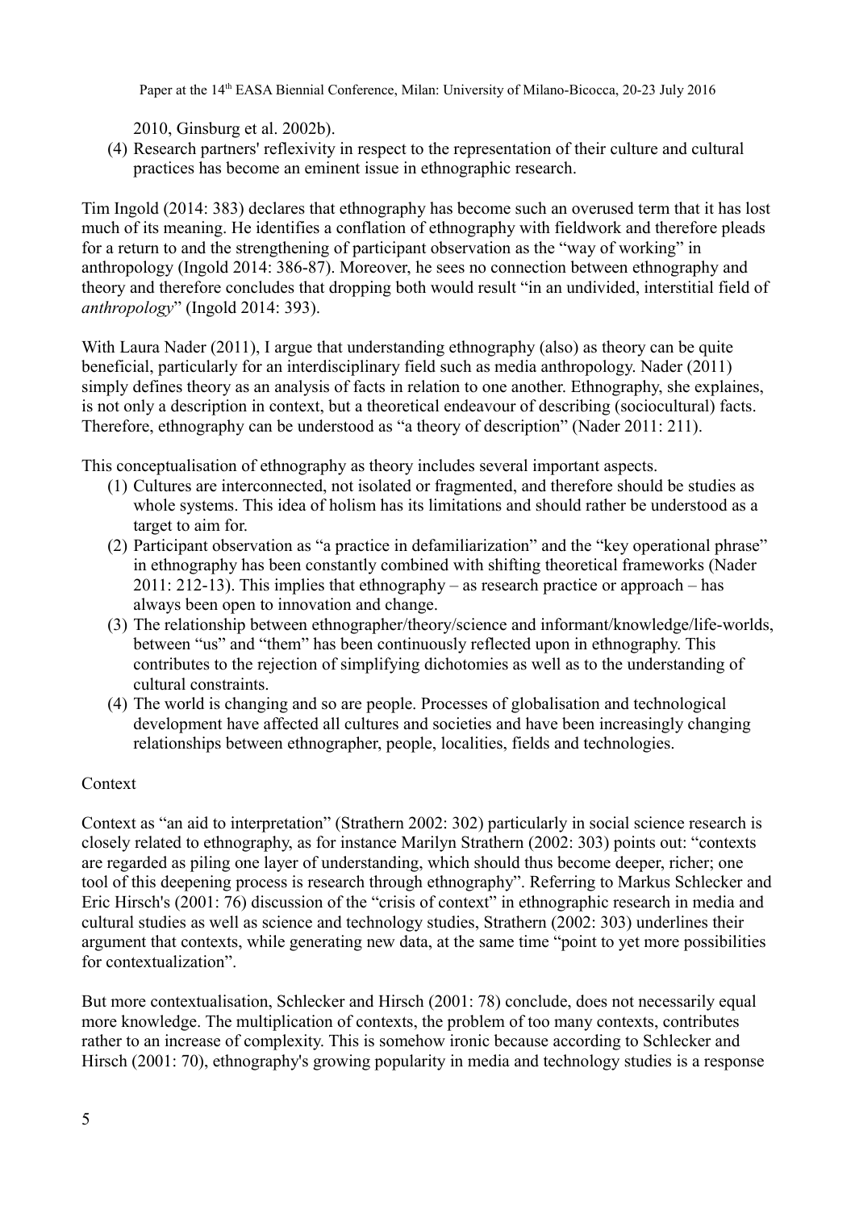2010, Ginsburg et al. 2002b).

(4) Research partners' reflexivity in respect to the representation of their culture and cultural practices has become an eminent issue in ethnographic research.

Tim Ingold (2014: 383) declares that ethnography has become such an overused term that it has lost much of its meaning. He identifies a conflation of ethnography with fieldwork and therefore pleads for a return to and the strengthening of participant observation as the "way of working" in anthropology (Ingold 2014: 386-87). Moreover, he sees no connection between ethnography and theory and therefore concludes that dropping both would result "in an undivided, interstitial field of *anthropology*" (Ingold 2014: 393).

With Laura Nader (2011), I argue that understanding ethnography (also) as theory can be quite beneficial, particularly for an interdisciplinary field such as media anthropology. Nader (2011) simply defines theory as an analysis of facts in relation to one another. Ethnography, she explaines, is not only a description in context, but a theoretical endeavour of describing (sociocultural) facts. Therefore, ethnography can be understood as "a theory of description" (Nader 2011: 211).

This conceptualisation of ethnography as theory includes several important aspects.

(1) Cultures are interconnected, not isolated or fragmented, and therefore should be studies as whole systems. This idea of holism has its limitations and should rather be understood as a target to aim for.
(2) Participant observation as "a practice in defamiliarization" and the "key operational phrase" in ethnography has been constantly combined with shifting theoretical frameworks (Nader 2011: 212-13). This implies that ethnography – as research practice or approach – has always been open to innovation and change.
(3) The relationship between ethnographer/theory/science and informant/knowledge/life-worlds, between "us" and "them" has been continuously reflected upon in ethnography. This contributes to the rejection of simplifying dichotomies as well as to the understanding of cultural constraints.
(4) The world is changing and so are people. Processes of globalisation and technological development have affected all cultures and societies and have been increasingly changing relationships between ethnographer, people, localities, fields and technologies.

## Context

Context as "an aid to interpretation" (Strathern 2002: 302) particularly in social science research is closely related to ethnography, as for instance Marilyn Strathern (2002: 303) points out: "contexts are regarded as piling one layer of understanding, which should thus become deeper, richer; one tool of this deepening process is research through ethnography". Referring to Markus Schlecker and Eric Hirsch's (2001: 76) discussion of the "crisis of context" in ethnographic research in media and cultural studies as well as science and technology studies, Strathern (2002: 303) underlines their argument that contexts, while generating new data, at the same time "point to yet more possibilities for contextualization".

But more contextualisation, Schlecker and Hirsch (2001: 78) conclude, does not necessarily equal more knowledge. The multiplication of contexts, the problem of too many contexts, contributes rather to an increase of complexity. This is somehow ironic because according to Schlecker and Hirsch (2001: 70), ethnography's growing popularity in media and technology studies is a response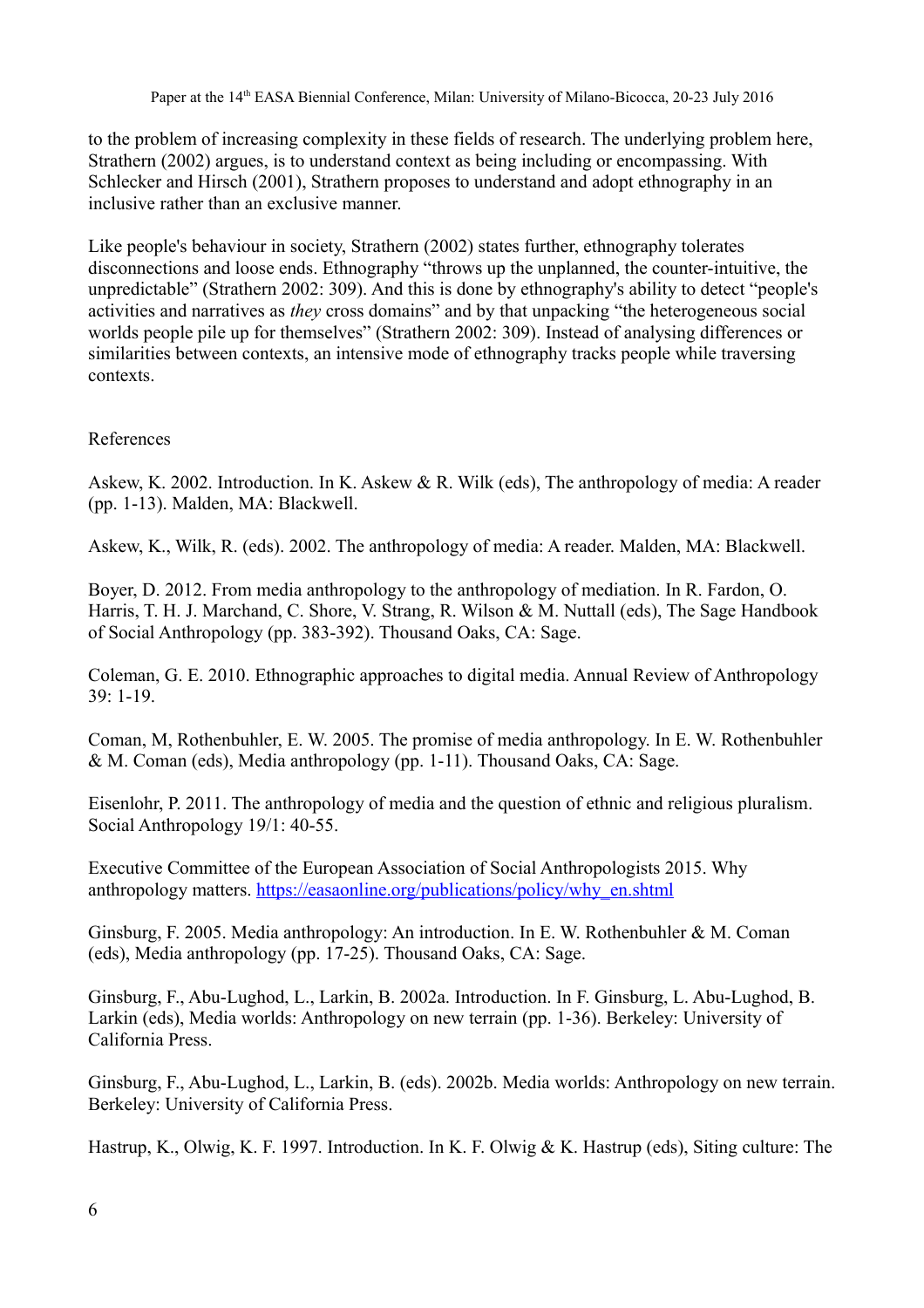to the problem of increasing complexity in these fields of research. The underlying problem here, Strathern (2002) argues, is to understand context as being including or encompassing. With Schlecker and Hirsch (2001), Strathern proposes to understand and adopt ethnography in an inclusive rather than an exclusive manner.

Like people's behaviour in society, Strathern (2002) states further, ethnography tolerates disconnections and loose ends. Ethnography "throws up the unplanned, the counter-intuitive, the unpredictable" (Strathern 2002: 309). And this is done by ethnography's ability to detect "people's activities and narratives as *they* cross domains" and by that unpacking "the heterogeneous social worlds people pile up for themselves" (Strathern 2002: 309). Instead of analysing differences or similarities between contexts, an intensive mode of ethnography tracks people while traversing contexts.

References

Askew, K. 2002. Introduction. In K. Askew & R. Wilk (eds), The anthropology of media: A reader (pp. 1-13). Malden, MA: Blackwell.

Askew, K., Wilk, R. (eds). 2002. The anthropology of media: A reader. Malden, MA: Blackwell.

Boyer, D. 2012. From media anthropology to the anthropology of mediation. In R. Fardon, O. Harris, T. H. J. Marchand, C. Shore, V. Strang, R. Wilson & M. Nuttall (eds), The Sage Handbook of Social Anthropology (pp. 383-392). Thousand Oaks, CA: Sage.

Coleman, G. E. 2010. Ethnographic approaches to digital media. Annual Review of Anthropology 39: 1-19.

Coman, M, Rothenbuhler, E. W. 2005. The promise of media anthropology. In E. W. Rothenbuhler & M. Coman (eds), Media anthropology (pp. 1-11). Thousand Oaks, CA: Sage.

Eisenlohr, P. 2011. The anthropology of media and the question of ethnic and religious pluralism. Social Anthropology 19/1: 40-55.

Executive Committee of the European Association of Social Anthropologists 2015. Why anthropology matters. https://easaonline.org/publications/policy/why_en.shtml

Ginsburg, F. 2005. Media anthropology: An introduction. In E. W. Rothenbuhler & M. Coman (eds), Media anthropology (pp. 17-25). Thousand Oaks, CA: Sage.

Ginsburg, F., Abu-Lughod, L., Larkin, B. 2002a. Introduction. In F. Ginsburg, L. Abu-Lughod, B. Larkin (eds), Media worlds: Anthropology on new terrain (pp. 1-36). Berkeley: University of California Press.

Ginsburg, F., Abu-Lughod, L., Larkin, B. (eds). 2002b. Media worlds: Anthropology on new terrain. Berkeley: University of California Press.

Hastrup, K., Olwig, K. F. 1997. Introduction. In K. F. Olwig & K. Hastrup (eds), Siting culture: The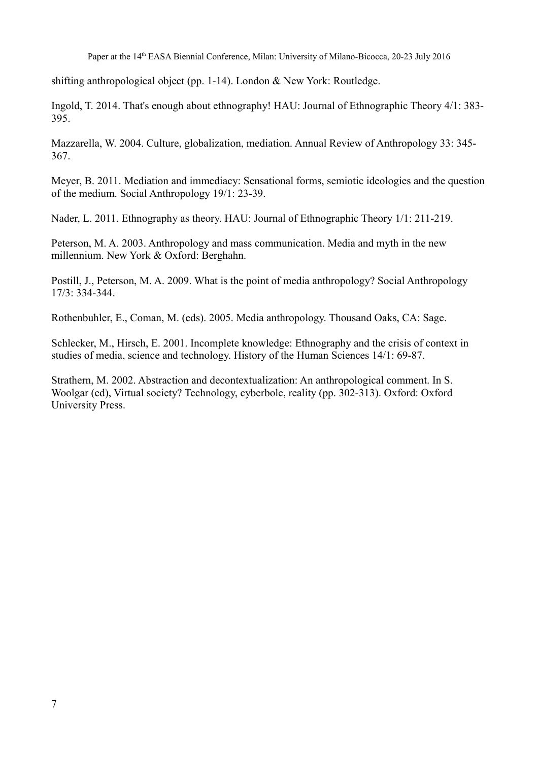shifting anthropological object (pp. 1-14). London & New York: Routledge.

Ingold, T. 2014. That's enough about ethnography! HAU: Journal of Ethnographic Theory 4/1: 383-395.

Mazzarella, W. 2004. Culture, globalization, mediation. Annual Review of Anthropology 33: 345-367.

Meyer, B. 2011. Mediation and immediacy: Sensational forms, semiotic ideologies and the question of the medium. Social Anthropology 19/1: 23-39.

Nader, L. 2011. Ethnography as theory. HAU: Journal of Ethnographic Theory 1/1: 211-219.

Peterson, M. A. 2003. Anthropology and mass communication. Media and myth in the new millennium. New York & Oxford: Berghahn.

Postill, J., Peterson, M. A. 2009. What is the point of media anthropology? Social Anthropology 17/3: 334-344.

Rothenbuhler, E., Coman, M. (eds). 2005. Media anthropology. Thousand Oaks, CA: Sage.

Schlecker, M., Hirsch, E. 2001. Incomplete knowledge: Ethnography and the crisis of context in studies of media, science and technology. History of the Human Sciences 14/1: 69-87.

Strathern, M. 2002. Abstraction and decontextualization: An anthropological comment. In S. Woolgar (ed), Virtual society? Technology, cyberbole, reality (pp. 302-313). Oxford: Oxford University Press.